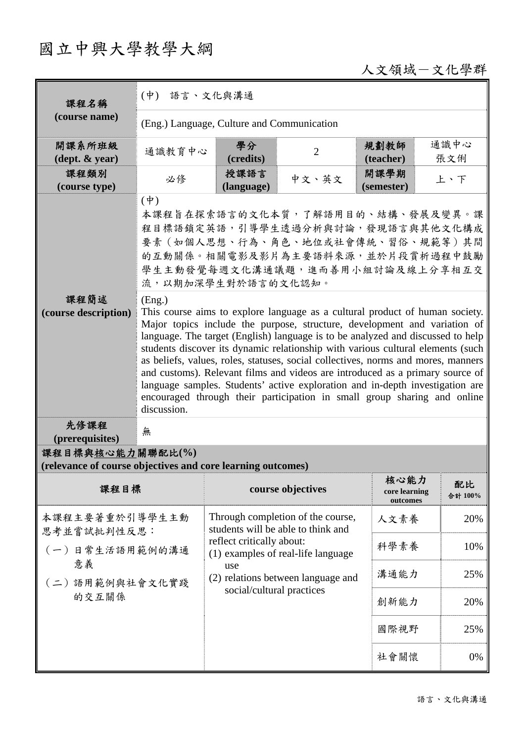# 國立中興大學教學大綱

人文領域－文化學群

| 課程名稱 (course name) | (中) 語言、文化與溝通 | | | | |
|---|---|---|---|---|---|
| | (Eng.) Language, Culture and Communication | | | | |
| 開課系所班級 (dept. & year) | 通識教育中心 | 學分 (credits) | 2 | 規劃教師 (teacher) | 通識中心 張文俐 |
| 課程類別 (course type) | 必修 | 授課語言 (language) | 中文、英文 | 開課學期 (semester) | 上、下 |
| 課程簡述 (course description) | (中) 本課程旨在探索語言的文化本質，了解語用目的、結構、發展及變異。課程目標語鎖定英語，引導學生透過分析與討論，發現語言與其他文化構成要素（如個人思想、行為、角色、地位或社會傳統、習俗、規範等）其間的互動關係。相關電影及影片為主要語料來源，並於片段賞析過程中鼓勵學生主動發覺每週文化溝通議題，進而善用小組討論及線上分享相互交流，以期加深學生對於語言的文化認知。 | | | | |
| | (Eng.) This course aims to explore language as a cultural product of human society. Major topics include the purpose, structure, development and variation of language. The target (English) language is to be analyzed and discussed to help students discover its dynamic relationship with various cultural elements (such as beliefs, values, roles, statuses, social collectives, norms and mores, manners and customs). Relevant films and videos are introduced as a primary source of language samples. Students' active exploration and in-depth investigation are encouraged through their participation in small group sharing and online discussion. | | | | |
| 先修課程 (prerequisites) | 無 | | | | |

**課程目標與核心能力關聯配比(%)**
**(relevance of course objectives and core learning outcomes)**

| 課程目標 | course objectives | 核心能力 core learning outcomes | 配比 合計 100% |
|---|---|---|---|
| 本課程主要著重於引導學生主動思考並嘗試批判性反思：<br>（一）日常生活語用範例的溝通意義<br>（二）語用範例與社會文化實踐的交互關係 | Through completion of the course, students will be able to think and reflect critically about:<br>(1) examples of real-life language use<br>(2) relations between language and social/cultural practices | 人文素養 | 20% |
| | | 科學素養 | 10% |
| | | 溝通能力 | 25% |
| | | 創新能力 | 20% |
| | | 國際視野 | 25% |
| | | 社會關懷 | 0% |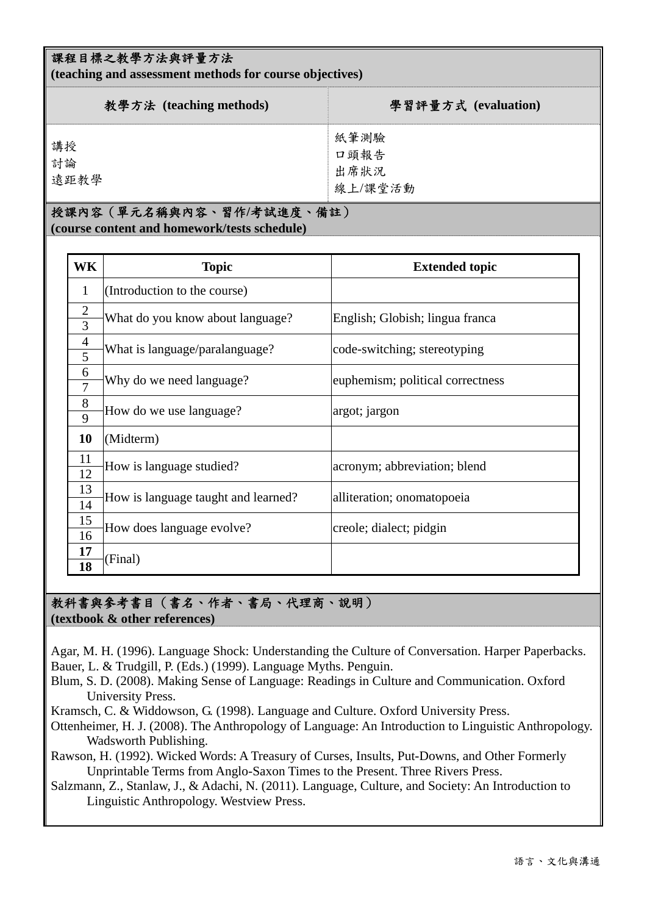## 課程目標之教學方法與評量方法
**(teaching and assessment methods for course objectives)**

| 教學方法 (teaching methods) | 學習評量方式 (evaluation) |
| --- | --- |
| 講授<br>討論<br>遠距教學 | 紙筆測驗<br>口頭報告<br>出席狀況<br>線上/課堂活動 |

## 授課內容（單元名稱與內容、習作/考試進度、備註）
**(course content and homework/tests schedule)**

| WK | Topic | Extended topic |
| --- | --- | --- |
| 1 | (Introduction to the course) | |
| 2<br>3 | What do you know about language? | English; Globish; lingua franca |
| 4<br>5 | What is language/paralanguage? | code-switching; stereotyping |
| 6<br>7 | Why do we need language? | euphemism; political correctness |
| 8<br>9 | How do we use language? | argot; jargon |
| **10** | (Midterm) | |
| 11<br>12 | How is language studied? | acronym; abbreviation; blend |
| 13<br>14 | How is language taught and learned? | alliteration; onomatopoeia |
| 15<br>16 | How does language evolve? | creole; dialect; pidgin |
| **17**<br>**18** | (Final) | |

## 教科書與參考書目（書名、作者、書局、代理商、說明）
**(textbook & other references)**

Agar, M. H. (1996). Language Shock: Understanding the Culture of Conversation. Harper Paperbacks.

Bauer, L. & Trudgill, P. (Eds.) (1999). Language Myths. Penguin.

Blum, S. D. (2008). Making Sense of Language: Readings in Culture and Communication. Oxford University Press.

Kramsch, C. & Widdowson, G. (1998). Language and Culture. Oxford University Press.

Ottenheimer, H. J. (2008). The Anthropology of Language: An Introduction to Linguistic Anthropology. Wadsworth Publishing.

Rawson, H. (1992). Wicked Words: A Treasury of Curses, Insults, Put-Downs, and Other Formerly Unprintable Terms from Anglo-Saxon Times to the Present. Three Rivers Press.

Salzmann, Z., Stanlaw, J., & Adachi, N. (2011). Language, Culture, and Society: An Introduction to Linguistic Anthropology. Westview Press.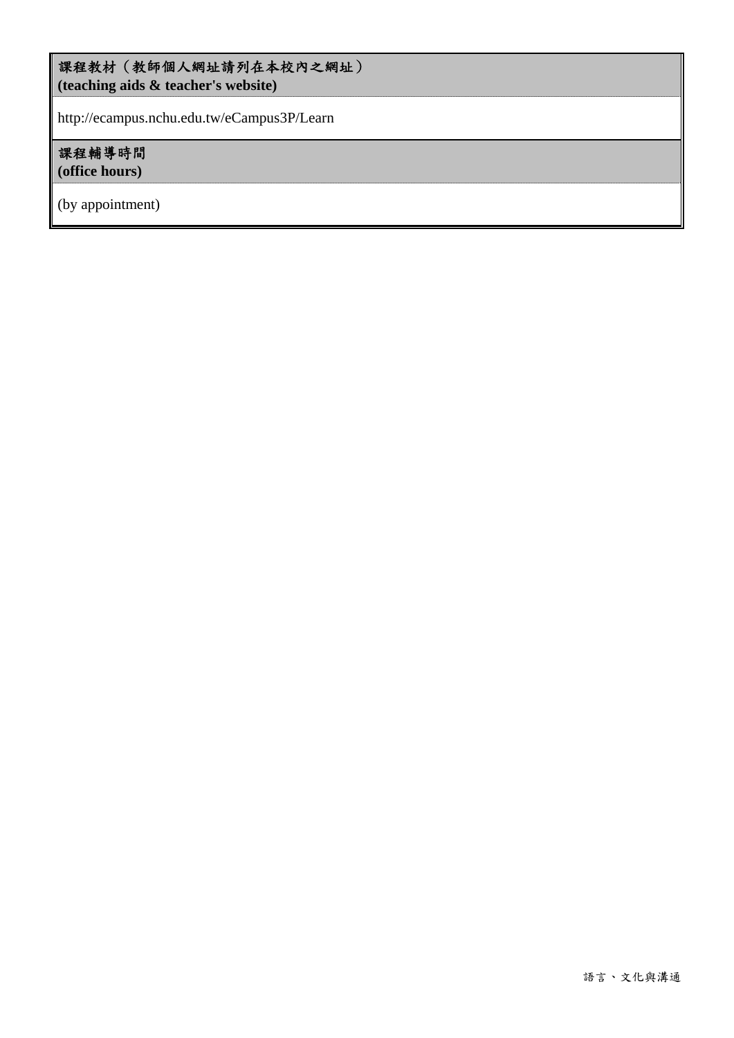**課程教材（教師個人網址請列在本校內之網址）**
**(teaching aids & teacher's website)**

http://ecampus.nchu.edu.tw/eCampus3P/Learn

**課程輔導時間**
**(office hours)**

(by appointment)